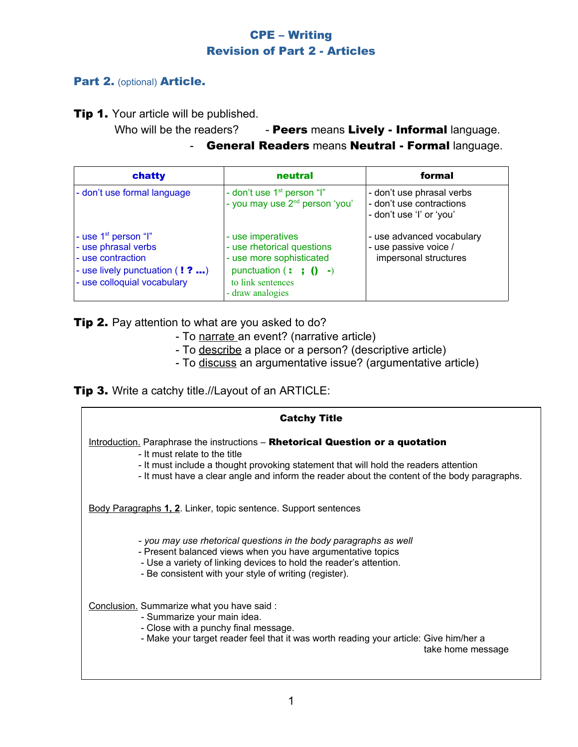# CPE – Writing
## Revision of Part 2 - Articles

### Part 2. (optional) Article.

**Tip 1.** Your article will be published.

Who will be the readers? - **Peers** means **Lively - Informal** language.
- **General Readers** means **Neutral - Formal** language.

| chatty | neutral | formal |
|---|---|---|
| - don't use formal language | - don't use 1st person "I"<br>- you may use 2nd person 'you' | - don't use phrasal verbs<br>- don't use contractions<br>- don't use 'I' or 'you' |
| - use 1st person "I"<br>- use phrasal verbs<br>- use contraction<br>- use lively punctuation ( **! ? ...**)<br>- use colloquial vocabulary | - use imperatives<br>- use rhetorical questions<br>- use more sophisticated punctuation ( **: ; () -**) to link sentences<br>- draw analogies | - use advanced vocabulary<br>- use passive voice / impersonal structures |

**Tip 2.** Pay attention to what are you asked to do?
- To narrate an event? (narrative article)
- To describe a place or a person? (descriptive article)
- To discuss an argumentative issue? (argumentative article)

**Tip 3.** Write a catchy title.//Layout of an ARTICLE:

**Catchy Title**

Introduction. Paraphrase the instructions – **Rhetorical Question or a quotation**
- It must relate to the title
- It must include a thought provoking statement that will hold the readers attention
- It must have a clear angle and inform the reader about the content of the body paragraphs.

Body Paragraphs **1, 2**. Linker, topic sentence. Support sentences

- *you may use rhetorical questions in the body paragraphs as well*
- Present balanced views when you have argumentative topics
- Use a variety of linking devices to hold the reader's attention.
- Be consistent with your style of writing (register).

Conclusion. Summarize what you have said :
- Summarize your main idea.
- Close with a punchy final message.
- Make your target reader feel that it was worth reading your article: Give him/her a take home message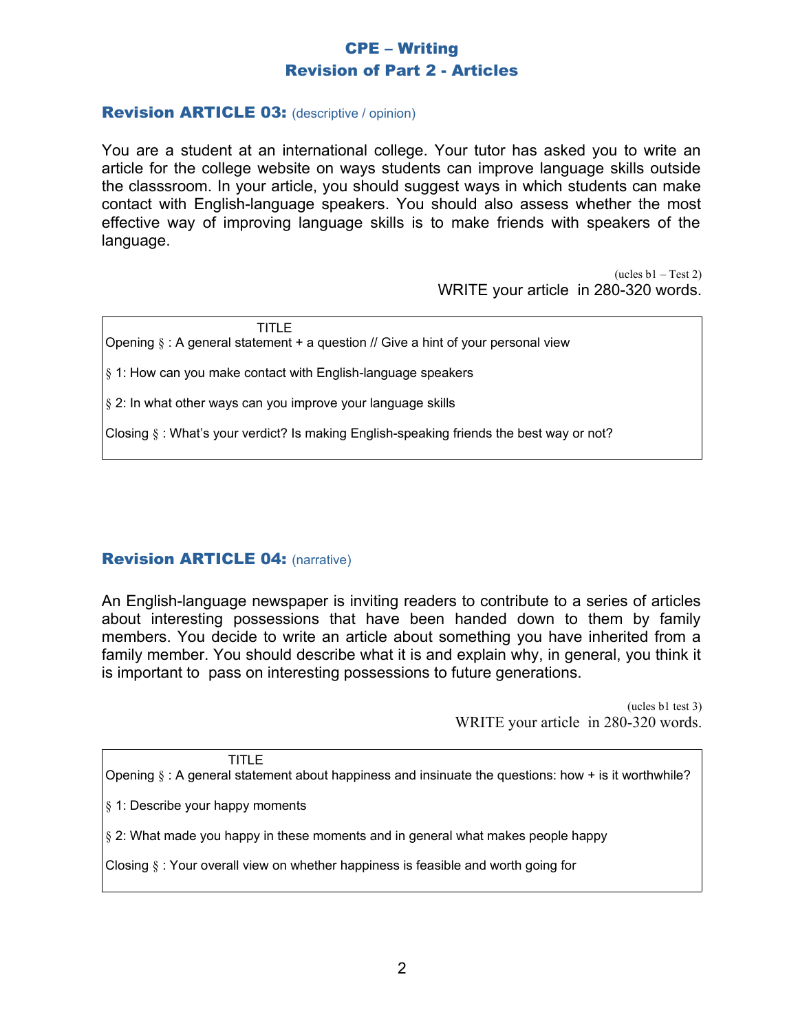# CPE – Writing
## Revision of Part 2 - Articles

### Revision ARTICLE 03: (descriptive / opinion)

You are a student at an international college. Your tutor has asked you to write an article for the college website on ways students can improve language skills outside the classsroom. In your article, you should suggest ways in which students can make contact with English-language speakers. You should also assess whether the most effective way of improving language skills is to make friends with speakers of the language.

(ucles b1 – Test 2)
WRITE your article in 280-320 words.

TITLE

Opening § : A general statement + a question // Give a hint of your personal view

§ 1: How can you make contact with English-language speakers

§ 2: In what other ways can you improve your language skills

Closing § : What's your verdict? Is making English-speaking friends the best way or not?

### Revision ARTICLE 04: (narrative)

An English-language newspaper is inviting readers to contribute to a series of articles about interesting possessions that have been handed down to them by family members. You decide to write an article about something you have inherited from a family member. You should describe what it is and explain why, in general, you think it is important to pass on interesting possessions to future generations.

(ucles b1 test 3)
WRITE your article in 280-320 words.

TITLE

Opening § : A general statement about happiness and insinuate the questions: how + is it worthwhile?

§ 1: Describe your happy moments

§ 2: What made you happy in these moments and in general what makes people happy

Closing § : Your overall view on whether happiness is feasible and worth going for